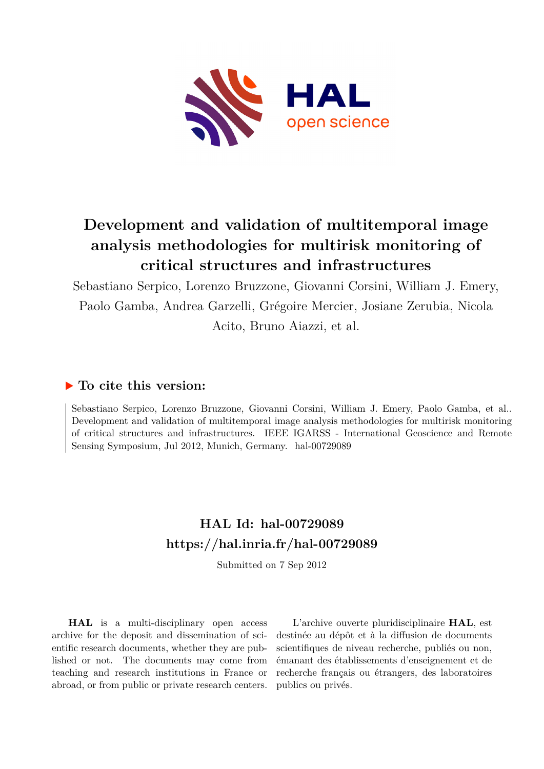# Development and validation of multitemporal image analysis methodologies for multirisk monitoring of critical structures and infrastructures

Sebastiano Serpico, Lorenzo Bruzzone, Giovanni Corsini, William J. Emery, Paolo Gamba, Andrea Garzelli, Grégoire Mercier, Josiane Zerubia, Nicola Acito, Bruno Aiazzi, et al.

## ▶ To cite this version:

Sebastiano Serpico, Lorenzo Bruzzone, Giovanni Corsini, William J. Emery, Paolo Gamba, et al.. Development and validation of multitemporal image analysis methodologies for multirisk monitoring of critical structures and infrastructures. IEEE IGARSS - International Geoscience and Remote Sensing Symposium, Jul 2012, Munich, Germany. hal-00729089

## HAL Id: hal-00729089
## https://hal.inria.fr/hal-00729089

Submitted on 7 Sep 2012

**HAL** is a multi-disciplinary open access archive for the deposit and dissemination of scientific research documents, whether they are published or not. The documents may come from teaching and research institutions in France or abroad, or from public or private research centers.

L'archive ouverte pluridisciplinaire **HAL**, est destinée au dépôt et à la diffusion de documents scientifiques de niveau recherche, publiés ou non, émanant des établissements d'enseignement et de recherche français ou étrangers, des laboratoires publics ou privés.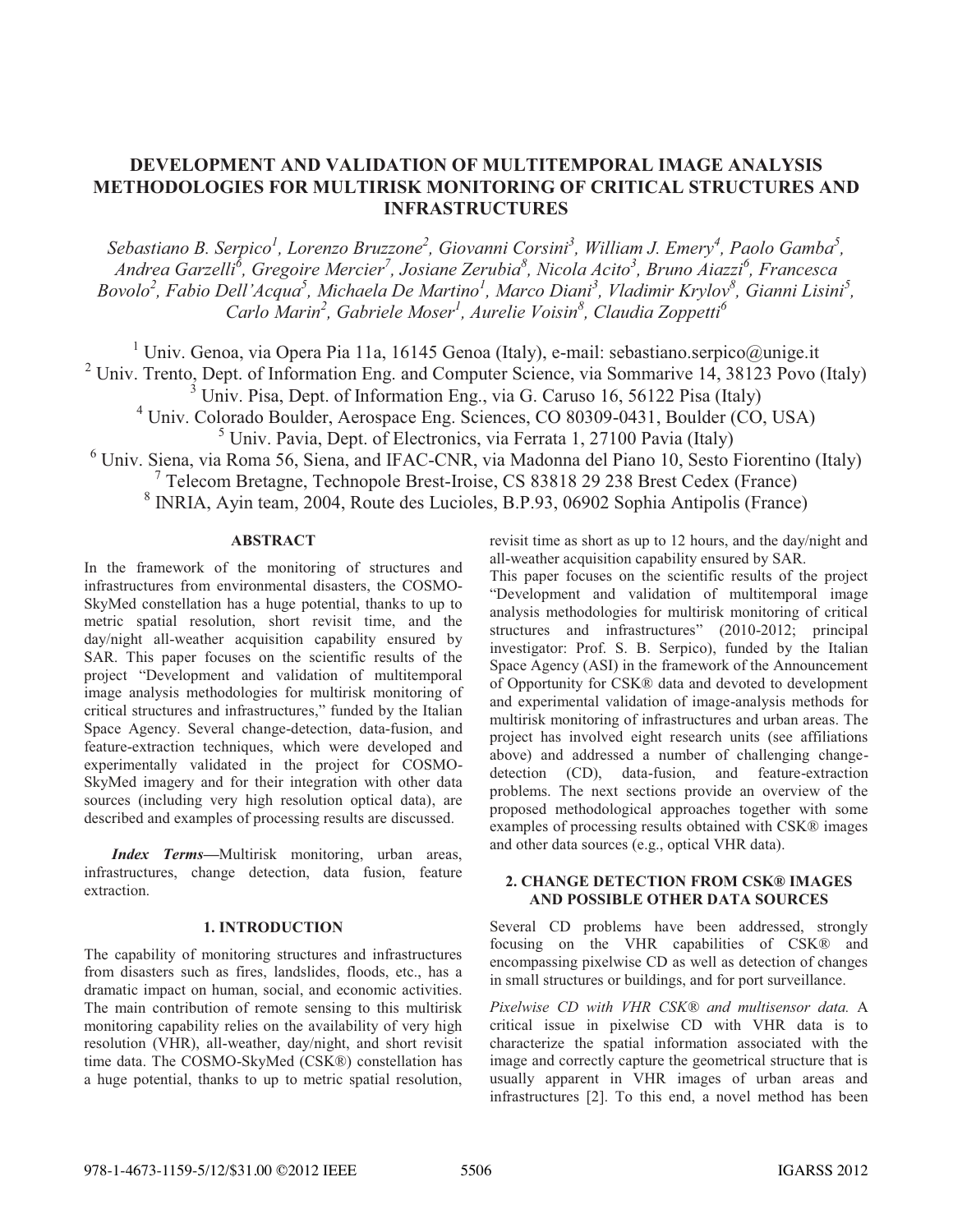# DEVELOPMENT AND VALIDATION OF MULTITEMPORAL IMAGE ANALYSIS METHODOLOGIES FOR MULTIRISK MONITORING OF CRITICAL STRUCTURES AND INFRASTRUCTURES

*Sebastiano B. Serpico[1], Lorenzo Bruzzone[2], Giovanni Corsini[3], William J. Emery[4], Paolo Gamba[5], Andrea Garzelli[6], Gregoire Mercier[7], Josiane Zerubia[8], Nicola Acito[3], Bruno Aiazzi[6], Francesca Bovolo[2], Fabio Dell'Acqua[5], Michaela De Martino[1], Marco Diani[3], Vladimir Krylov[8], Gianni Lisini[5], Carlo Marin[2], Gabriele Moser[1], Aurelie Voisin[8], Claudia Zoppetti[6]*

[1] Univ. Genoa, via Opera Pia 11a, 16145 Genoa (Italy), e-mail: sebastiano.serpico@unige.it
[2] Univ. Trento, Dept. of Information Eng. and Computer Science, via Sommarive 14, 38123 Povo (Italy)
[3] Univ. Pisa, Dept. of Information Eng., via G. Caruso 16, 56122 Pisa (Italy)
[4] Univ. Colorado Boulder, Aerospace Eng. Sciences, CO 80309-0431, Boulder (CO, USA)
[5] Univ. Pavia, Dept. of Electronics, via Ferrata 1, 27100 Pavia (Italy)
[6] Univ. Siena, via Roma 56, Siena, and IFAC-CNR, via Madonna del Piano 10, Sesto Fiorentino (Italy)
[7] Telecom Bretagne, Technopole Brest-Iroise, CS 83818 29 238 Brest Cedex (France)
[8] INRIA, Ayin team, 2004, Route des Lucioles, B.P.93, 06902 Sophia Antipolis (France)

## ABSTRACT

In the framework of the monitoring of structures and infrastructures from environmental disasters, the COSMO-SkyMed constellation has a huge potential, thanks to up to metric spatial resolution, short revisit time, and the day/night all-weather acquisition capability ensured by SAR. This paper focuses on the scientific results of the project "Development and validation of multitemporal image analysis methodologies for multirisk monitoring of critical structures and infrastructures," funded by the Italian Space Agency. Several change-detection, data-fusion, and feature-extraction techniques, which were developed and experimentally validated in the project for COSMO-SkyMed imagery and for their integration with other data sources (including very high resolution optical data), are described and examples of processing results are discussed.

***Index Terms*—**Multirisk monitoring, urban areas, infrastructures, change detection, data fusion, feature extraction.

## 1. INTRODUCTION

The capability of monitoring structures and infrastructures from disasters such as fires, landslides, floods, etc., has a dramatic impact on human, social, and economic activities. The main contribution of remote sensing to this multirisk monitoring capability relies on the availability of very high resolution (VHR), all-weather, day/night, and short revisit time data. The COSMO-SkyMed (CSK®) constellation has a huge potential, thanks to up to metric spatial resolution, revisit time as short as up to 12 hours, and the day/night and all-weather acquisition capability ensured by SAR.

This paper focuses on the scientific results of the project "Development and validation of multitemporal image analysis methodologies for multirisk monitoring of critical structures and infrastructures" (2010-2012; principal investigator: Prof. S. B. Serpico), funded by the Italian Space Agency (ASI) in the framework of the Announcement of Opportunity for CSK® data and devoted to development and experimental validation of image-analysis methods for multirisk monitoring of infrastructures and urban areas. The project has involved eight research units (see affiliations above) and addressed a number of challenging change-detection (CD), data-fusion, and feature-extraction problems. The next sections provide an overview of the proposed methodological approaches together with some examples of processing results obtained with CSK® images and other data sources (e.g., optical VHR data).

## 2. CHANGE DETECTION FROM CSK® IMAGES AND POSSIBLE OTHER DATA SOURCES

Several CD problems have been addressed, strongly focusing on the VHR capabilities of CSK® and encompassing pixelwise CD as well as detection of changes in small structures or buildings, and for port surveillance.

*Pixelwise CD with VHR CSK® and multisensor data.* A critical issue in pixelwise CD with VHR data is to characterize the spatial information associated with the image and correctly capture the geometrical structure that is usually apparent in VHR images of urban areas and infrastructures [2]. To this end, a novel method has been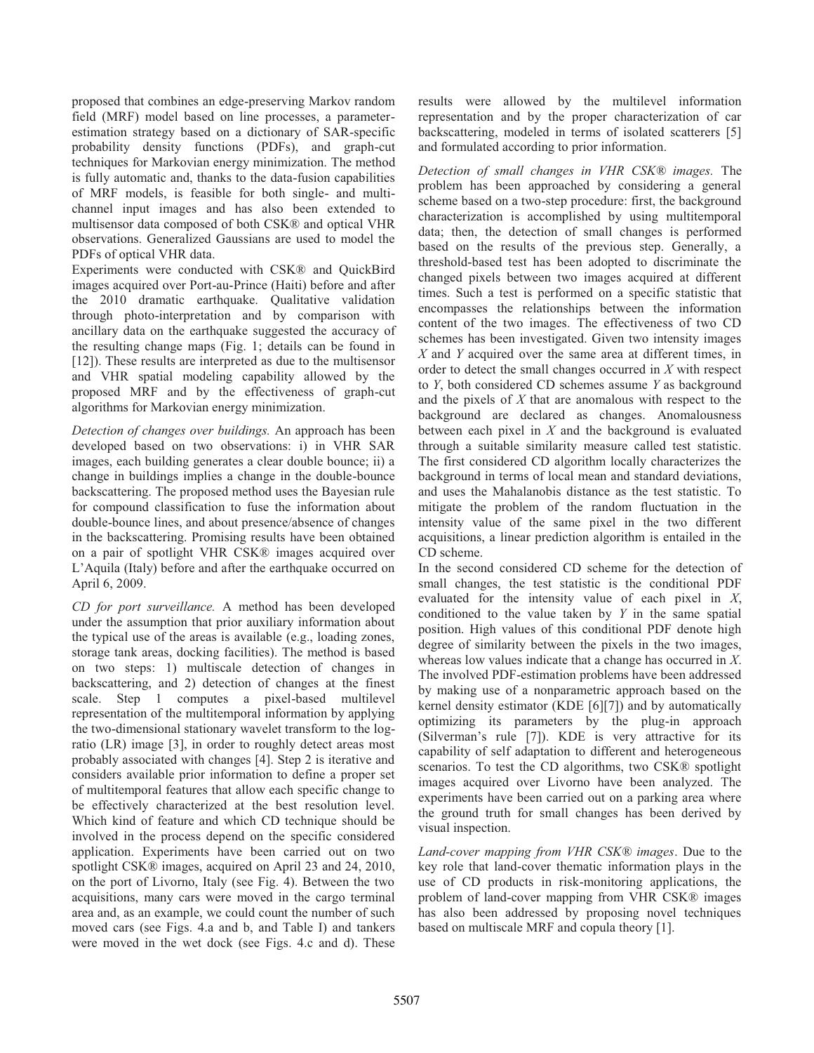proposed that combines an edge-preserving Markov random field (MRF) model based on line processes, a parameter-estimation strategy based on a dictionary of SAR-specific probability density functions (PDFs), and graph-cut techniques for Markovian energy minimization. The method is fully automatic and, thanks to the data-fusion capabilities of MRF models, is feasible for both single- and multi-channel input images and has also been extended to multisensor data composed of both CSK® and optical VHR observations. Generalized Gaussians are used to model the PDFs of optical VHR data.

Experiments were conducted with CSK® and QuickBird images acquired over Port-au-Prince (Haiti) before and after the 2010 dramatic earthquake. Qualitative validation through photo-interpretation and by comparison with ancillary data on the earthquake suggested the accuracy of the resulting change maps (Fig. 1; details can be found in [12]). These results are interpreted as due to the multisensor and VHR spatial modeling capability allowed by the proposed MRF and by the effectiveness of graph-cut algorithms for Markovian energy minimization.

*Detection of changes over buildings.* An approach has been developed based on two observations: i) in VHR SAR images, each building generates a clear double bounce; ii) a change in buildings implies a change in the double-bounce backscattering. The proposed method uses the Bayesian rule for compound classification to fuse the information about double-bounce lines, and about presence/absence of changes in the backscattering. Promising results have been obtained on a pair of spotlight VHR CSK® images acquired over L'Aquila (Italy) before and after the earthquake occurred on April 6, 2009.

*CD for port surveillance.* A method has been developed under the assumption that prior auxiliary information about the typical use of the areas is available (e.g., loading zones, storage tank areas, docking facilities). The method is based on two steps: 1) multiscale detection of changes in backscattering, and 2) detection of changes at the finest scale. Step 1 computes a pixel-based multilevel representation of the multitemporal information by applying the two-dimensional stationary wavelet transform to the log-ratio (LR) image [3], in order to roughly detect areas most probably associated with changes [4]. Step 2 is iterative and considers available prior information to define a proper set of multitemporal features that allow each specific change to be effectively characterized at the best resolution level. Which kind of feature and which CD technique should be involved in the process depend on the specific considered application. Experiments have been carried out on two spotlight CSK® images, acquired on April 23 and 24, 2010, on the port of Livorno, Italy (see Fig. 4). Between the two acquisitions, many cars were moved in the cargo terminal area and, as an example, we could count the number of such moved cars (see Figs. 4.a and b, and Table I) and tankers were moved in the wet dock (see Figs. 4.c and d). These results were allowed by the multilevel information representation and by the proper characterization of car backscattering, modeled in terms of isolated scatterers [5] and formulated according to prior information.

*Detection of small changes in VHR CSK® images.* The problem has been approached by considering a general scheme based on a two-step procedure: first, the background characterization is accomplished by using multitemporal data; then, the detection of small changes is performed based on the results of the previous step. Generally, a threshold-based test has been adopted to discriminate the changed pixels between two images acquired at different times. Such a test is performed on a specific statistic that encompasses the relationships between the information content of the two images. The effectiveness of two CD schemes has been investigated. Given two intensity images $X$ and $Y$ acquired over the same area at different times, in order to detect the small changes occurred in $X$ with respect to $Y$, both considered CD schemes assume $Y$ as background and the pixels of $X$ that are anomalous with respect to the background are declared as changes. Anomalousness between each pixel in $X$ and the background is evaluated through a suitable similarity measure called test statistic. The first considered CD algorithm locally characterizes the background in terms of local mean and standard deviations, and uses the Mahalanobis distance as the test statistic. To mitigate the problem of the random fluctuation in the intensity value of the same pixel in the two different acquisitions, a linear prediction algorithm is entailed in the CD scheme.

In the second considered CD scheme for the detection of small changes, the test statistic is the conditional PDF evaluated for the intensity value of each pixel in $X$, conditioned to the value taken by $Y$ in the same spatial position. High values of this conditional PDF denote high degree of similarity between the pixels in the two images, whereas low values indicate that a change has occurred in $X$. The involved PDF-estimation problems have been addressed by making use of a nonparametric approach based on the kernel density estimator (KDE [6][7]) and by automatically optimizing its parameters by the plug-in approach (Silverman's rule [7]). KDE is very attractive for its capability of self adaptation to different and heterogeneous scenarios. To test the CD algorithms, two CSK® spotlight images acquired over Livorno have been analyzed. The experiments have been carried out on a parking area where the ground truth for small changes has been derived by visual inspection.

*Land-cover mapping from VHR CSK® images*. Due to the key role that land-cover thematic information plays in the use of CD products in risk-monitoring applications, the problem of land-cover mapping from VHR CSK® images has also been addressed by proposing novel techniques based on multiscale MRF and copula theory [1].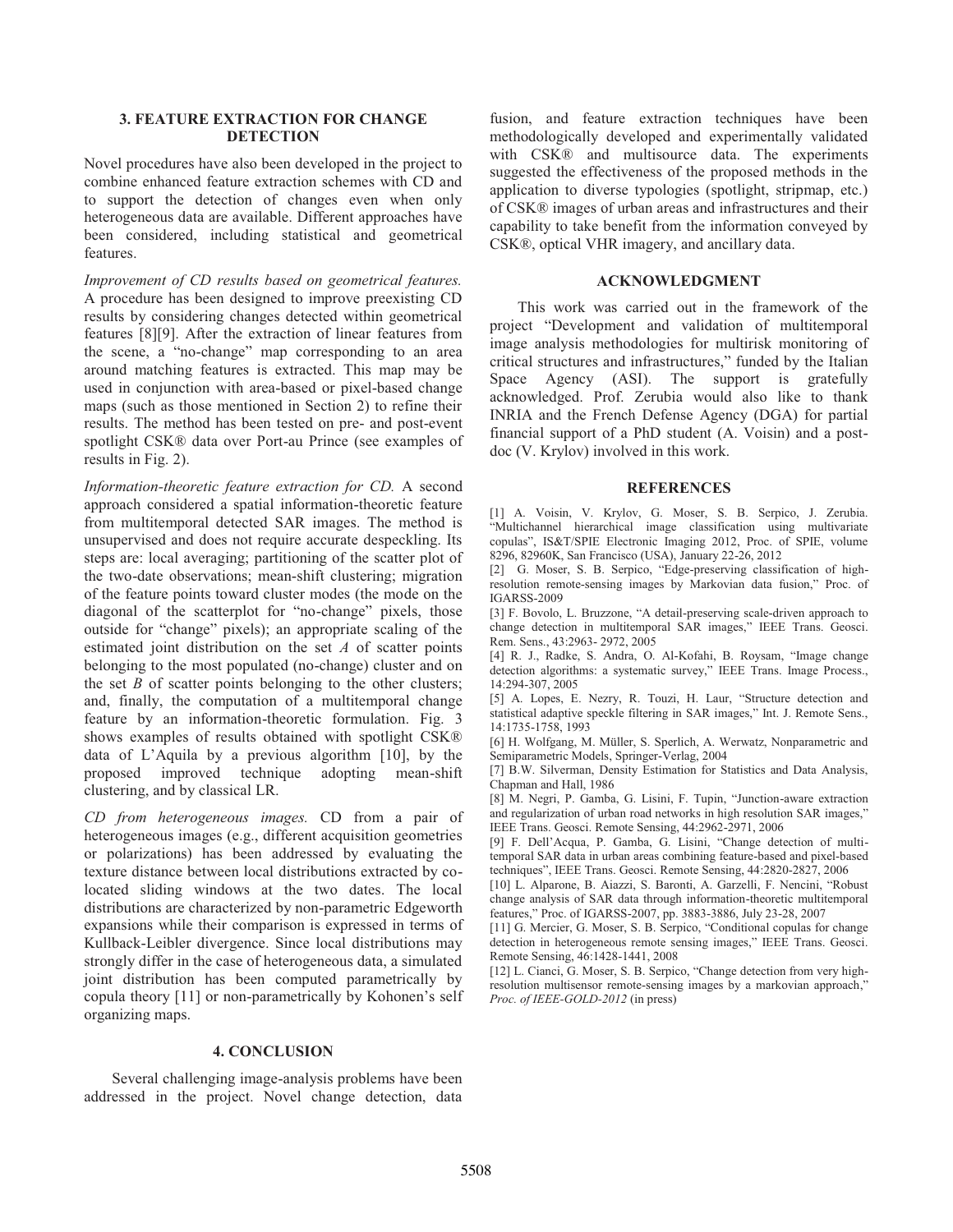## 3. FEATURE EXTRACTION FOR CHANGE DETECTION

Novel procedures have also been developed in the project to combine enhanced feature extraction schemes with CD and to support the detection of changes even when only heterogeneous data are available. Different approaches have been considered, including statistical and geometrical features.

*Improvement of CD results based on geometrical features.* A procedure has been designed to improve preexisting CD results by considering changes detected within geometrical features [8][9]. After the extraction of linear features from the scene, a "no-change" map corresponding to an area around matching features is extracted. This map may be used in conjunction with area-based or pixel-based change maps (such as those mentioned in Section 2) to refine their results. The method has been tested on pre- and post-event spotlight CSK® data over Port-au Prince (see examples of results in Fig. 2).

*Information-theoretic feature extraction for CD.* A second approach considered a spatial information-theoretic feature from multitemporal detected SAR images. The method is unsupervised and does not require accurate despeckling. Its steps are: local averaging; partitioning of the scatter plot of the two-date observations; mean-shift clustering; migration of the feature points toward cluster modes (the mode on the diagonal of the scatterplot for "no-change" pixels, those outside for "change" pixels); an appropriate scaling of the estimated joint distribution on the set $A$ of scatter points belonging to the most populated (no-change) cluster and on the set $B$ of scatter points belonging to the other clusters; and, finally, the computation of a multitemporal change feature by an information-theoretic formulation. Fig. 3 shows examples of results obtained with spotlight CSK® data of L'Aquila by a previous algorithm [10], by the proposed improved technique adopting mean-shift clustering, and by classical LR.

*CD from heterogeneous images.* CD from a pair of heterogeneous images (e.g., different acquisition geometries or polarizations) has been addressed by evaluating the texture distance between local distributions extracted by co-located sliding windows at the two dates. The local distributions are characterized by non-parametric Edgeworth expansions while their comparison is expressed in terms of Kullback-Leibler divergence. Since local distributions may strongly differ in the case of heterogeneous data, a simulated joint distribution has been computed parametrically by copula theory [11] or non-parametrically by Kohonen's self organizing maps.

## 4. CONCLUSION

Several challenging image-analysis problems have been addressed in the project. Novel change detection, data fusion, and feature extraction techniques have been methodologically developed and experimentally validated with CSK® and multisource data. The experiments suggested the effectiveness of the proposed methods in the application to diverse typologies (spotlight, stripmap, etc.) of CSK® images of urban areas and infrastructures and their capability to take benefit from the information conveyed by CSK®, optical VHR imagery, and ancillary data.

## ACKNOWLEDGMENT

This work was carried out in the framework of the project "Development and validation of multitemporal image analysis methodologies for multirisk monitoring of critical structures and infrastructures," funded by the Italian Space Agency (ASI). The support is gratefully acknowledged. Prof. Zerubia would also like to thank INRIA and the French Defense Agency (DGA) for partial financial support of a PhD student (A. Voisin) and a post-doc (V. Krylov) involved in this work.

## REFERENCES

[1] A. Voisin, V. Krylov, G. Moser, S. B. Serpico, J. Zerubia. "Multichannel hierarchical image classification using multivariate copulas", IS&T/SPIE Electronic Imaging 2012, Proc. of SPIE, volume 8296, 82960K, San Francisco (USA), January 22-26, 2012

[2] G. Moser, S. B. Serpico, "Edge-preserving classification of high-resolution remote-sensing images by Markovian data fusion," Proc. of IGARSS-2009

[3] F. Bovolo, L. Bruzzone, "A detail-preserving scale-driven approach to change detection in multitemporal SAR images," IEEE Trans. Geosci. Rem. Sens., 43:2963- 2972, 2005

[4] R. J., Radke, S. Andra, O. Al-Kofahi, B. Roysam, "Image change detection algorithms: a systematic survey," IEEE Trans. Image Process., 14:294-307, 2005

[5] A. Lopes, E. Nezry, R. Touzi, H. Laur, "Structure detection and statistical adaptive speckle filtering in SAR images," Int. J. Remote Sens., 14:1735-1758, 1993

[6] H. Wolfgang, M. Müller, S. Sperlich, A. Werwatz, Nonparametric and Semiparametric Models, Springer-Verlag, 2004

[7] B.W. Silverman, Density Estimation for Statistics and Data Analysis, Chapman and Hall, 1986

[8] M. Negri, P. Gamba, G. Lisini, F. Tupin, "Junction-aware extraction and regularization of urban road networks in high resolution SAR images," IEEE Trans. Geosci. Remote Sensing, 44:2962-2971, 2006

[9] F. Dell'Acqua, P. Gamba, G. Lisini, "Change detection of multi-temporal SAR data in urban areas combining feature-based and pixel-based techniques", IEEE Trans. Geosci. Remote Sensing, 44:2820-2827, 2006

[10] L. Alparone, B. Aiazzi, S. Baronti, A. Garzelli, F. Nencini, "Robust change analysis of SAR data through information-theoretic multitemporal features," Proc. of IGARSS-2007, pp. 3883-3886, July 23-28, 2007

[11] G. Mercier, G. Moser, S. B. Serpico, "Conditional copulas for change detection in heterogeneous remote sensing images," IEEE Trans. Geosci. Remote Sensing, 46:1428-1441, 2008

[12] L. Cianci, G. Moser, S. B. Serpico, "Change detection from very high-resolution multisensor remote-sensing images by a markovian approach," *Proc. of IEEE-GOLD-2012* (in press)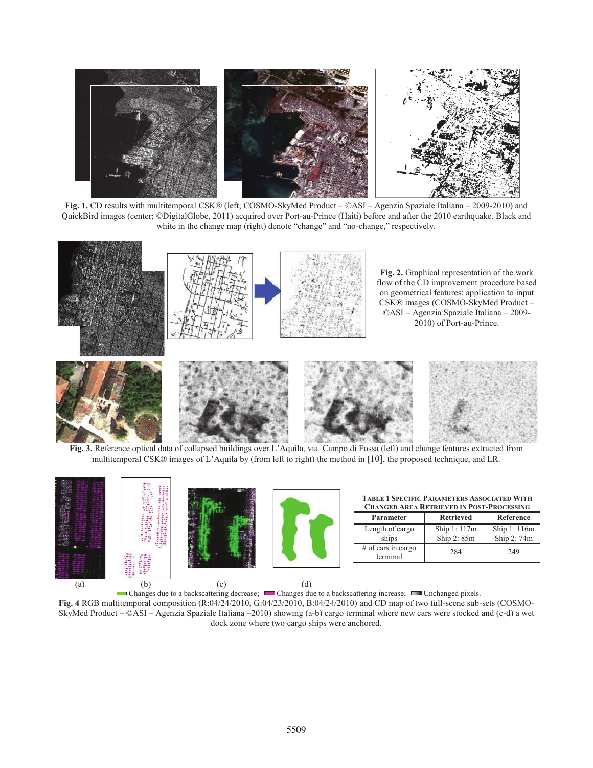**Fig. 1.** CD results with multitemporal CSK® (left; COSMO-SkyMed Product – ©ASI – Agenzia Spaziale Italiana – 2009-2010) and QuickBird images (center; ©DigitalGlobe, 2011) acquired over Port-au-Prince (Haiti) before and after the 2010 earthquake. Black and white in the change map (right) denote "change" and "no-change," respectively.

**Fig. 2.** Graphical representation of the work flow of the CD improvement procedure based on geometrical features: application to input CSK® images (COSMO-SkyMed Product – ©ASI – Agenzia Spaziale Italiana – 2009-2010) of Port-au-Prince.

**Fig. 3.** Reference optical data of collapsed buildings over L'Aquila, via Campo di Fossa (left) and change features extracted from multitemporal CSK® images of L'Aquila by (from left to right) the method in [10], the proposed technique, and LR.

**TABLE 1 SPECIFIC PARAMETERS ASSOCIATED WITH CHANGED AREA RETRIEVED IN POST-PROCESSING**

| Parameter | Retrieved | Reference |
|---|---|---|
| Length of cargo ships | Ship 1: 117m<br>Ship 2: 85m | Ship 1: 116m<br>Ship 2: 74m |
| # of cars in cargo terminal | 284 | 249 |

(a) (b) (c) (d)

Changes due to a backscattering decrease; Changes due to a backscattering increase; Unchanged pixels.

**Fig. 4** RGB multitemporal composition (R:04/24/2010, G:04/23/2010, B:04/24/2010) and CD map of two full-scene sub-sets (COSMO-SkyMed Product – ©ASI – Agenzia Spaziale Italiana –2010) showing (a-b) cargo terminal where new cars were stocked and (c-d) a wet dock zone where two cargo ships were anchored.